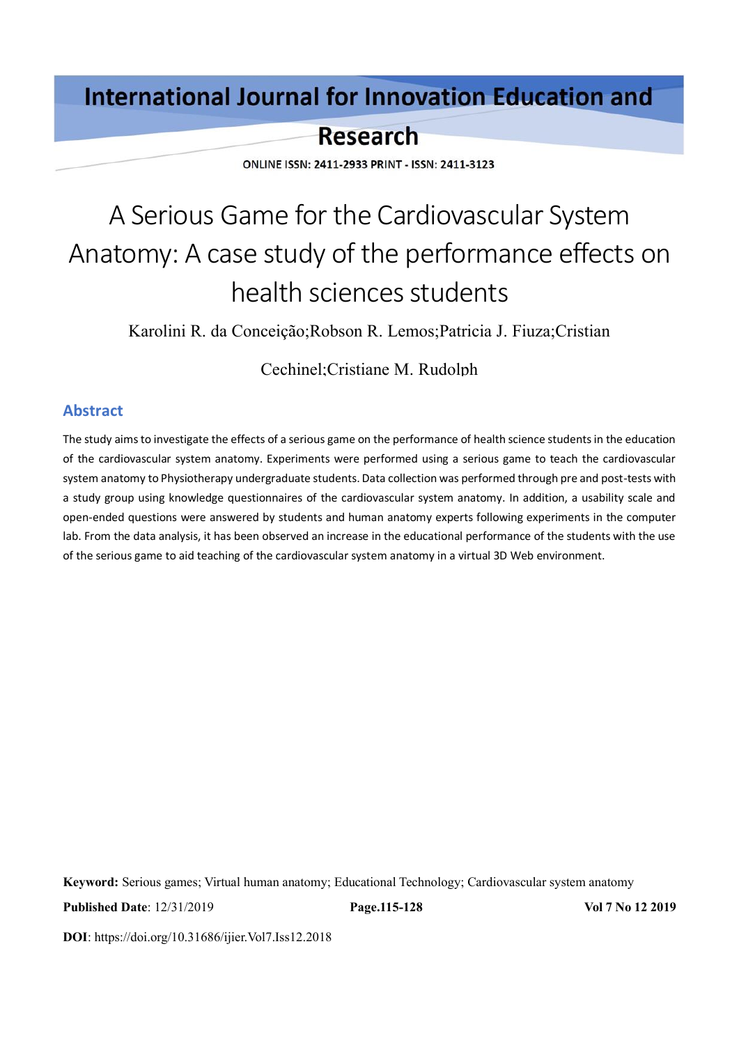# A Serious Game for the Cardiovascular System Anatomy: A case study of the performance effects on health sciences students

Karolini R. da Conceição;Robson R. Lemos;Patricia J. Fiuza;Cristian Cechinel;Cristiane M. Rudolph

## Abstract

The study aims to investigate the effects of a serious game on the performance of health science students in the education of the cardiovascular system anatomy. Experiments were performed using a serious game to teach the cardiovascular system anatomy to Physiotherapy undergraduate students. Data collection was performed through pre and post-tests with a study group using knowledge questionnaires of the cardiovascular system anatomy. In addition, a usability scale and open-ended questions were answered by students and human anatomy experts following experiments in the computer lab. From the data analysis, it has been observed an increase in the educational performance of the students with the use of the serious game to aid teaching of the cardiovascular system anatomy in a virtual 3D Web environment.

**Keyword:** Serious games; Virtual human anatomy; Educational Technology; Cardiovascular system anatomy

**Published Date**: 12/31/2019

**DOI**: https://doi.org/10.31686/ijier.Vol7.Iss12.2018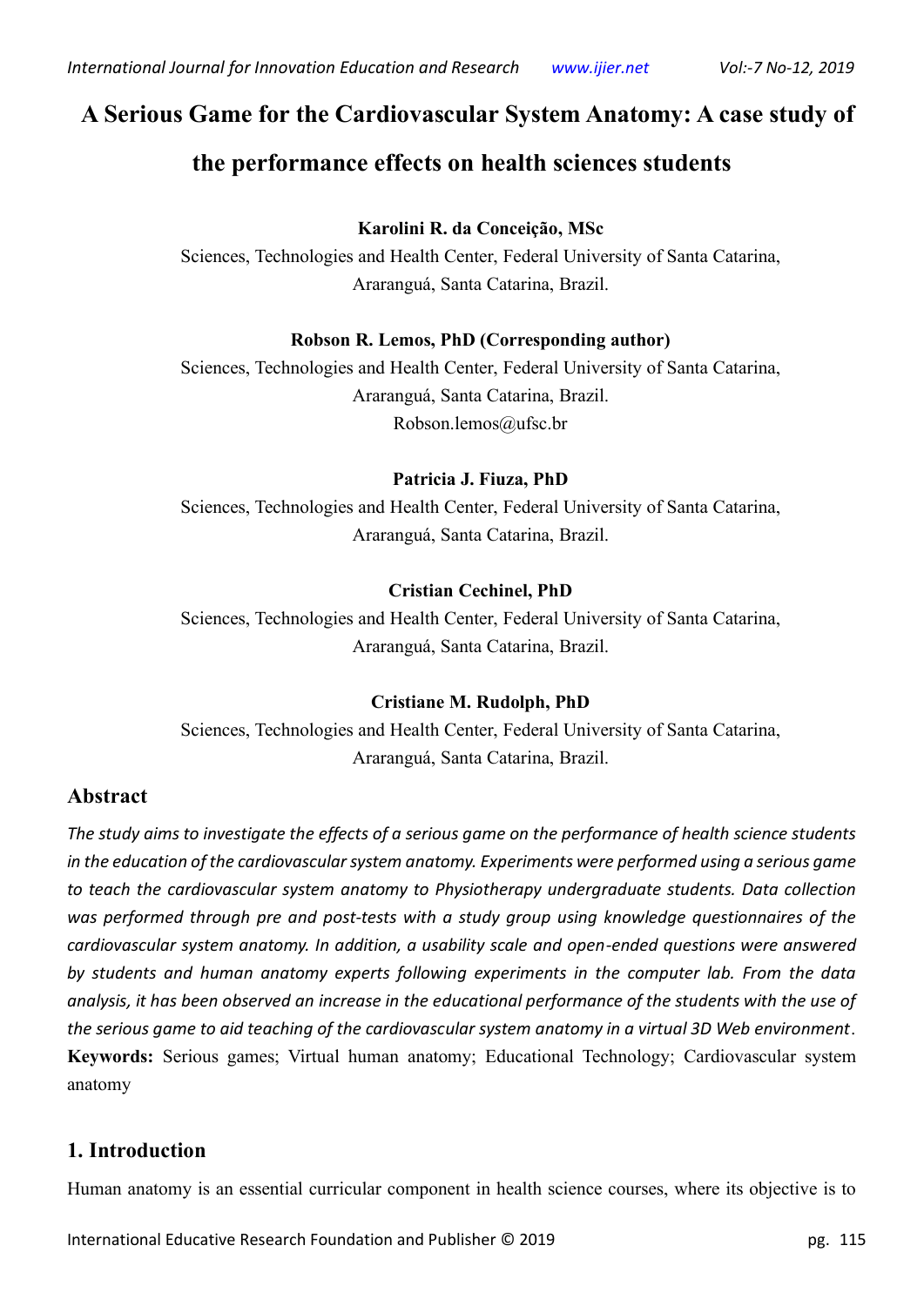# A Serious Game for the Cardiovascular System Anatomy: A case study of the performance effects on health sciences students

**Karolini R. da Conceição, MSc**

Sciences, Technologies and Health Center, Federal University of Santa Catarina, Araranguá, Santa Catarina, Brazil.

**Robson R. Lemos, PhD (Corresponding author)**

Sciences, Technologies and Health Center, Federal University of Santa Catarina, Araranguá, Santa Catarina, Brazil.

Robson.lemos@ufsc.br

**Patricia J. Fiuza, PhD**

Sciences, Technologies and Health Center, Federal University of Santa Catarina, Araranguá, Santa Catarina, Brazil.

**Cristian Cechinel, PhD**

Sciences, Technologies and Health Center, Federal University of Santa Catarina, Araranguá, Santa Catarina, Brazil.

**Cristiane M. Rudolph, PhD**

Sciences, Technologies and Health Center, Federal University of Santa Catarina, Araranguá, Santa Catarina, Brazil.

## Abstract

*The study aims to investigate the effects of a serious game on the performance of health science students in the education of the cardiovascular system anatomy. Experiments were performed using a serious game to teach the cardiovascular system anatomy to Physiotherapy undergraduate students. Data collection was performed through pre and post-tests with a study group using knowledge questionnaires of the cardiovascular system anatomy. In addition, a usability scale and open-ended questions were answered by students and human anatomy experts following experiments in the computer lab. From the data analysis, it has been observed an increase in the educational performance of the students with the use of the serious game to aid teaching of the cardiovascular system anatomy in a virtual 3D Web environment*.

**Keywords:** Serious games; Virtual human anatomy; Educational Technology; Cardiovascular system anatomy

## 1. Introduction

Human anatomy is an essential curricular component in health science courses, where its objective is to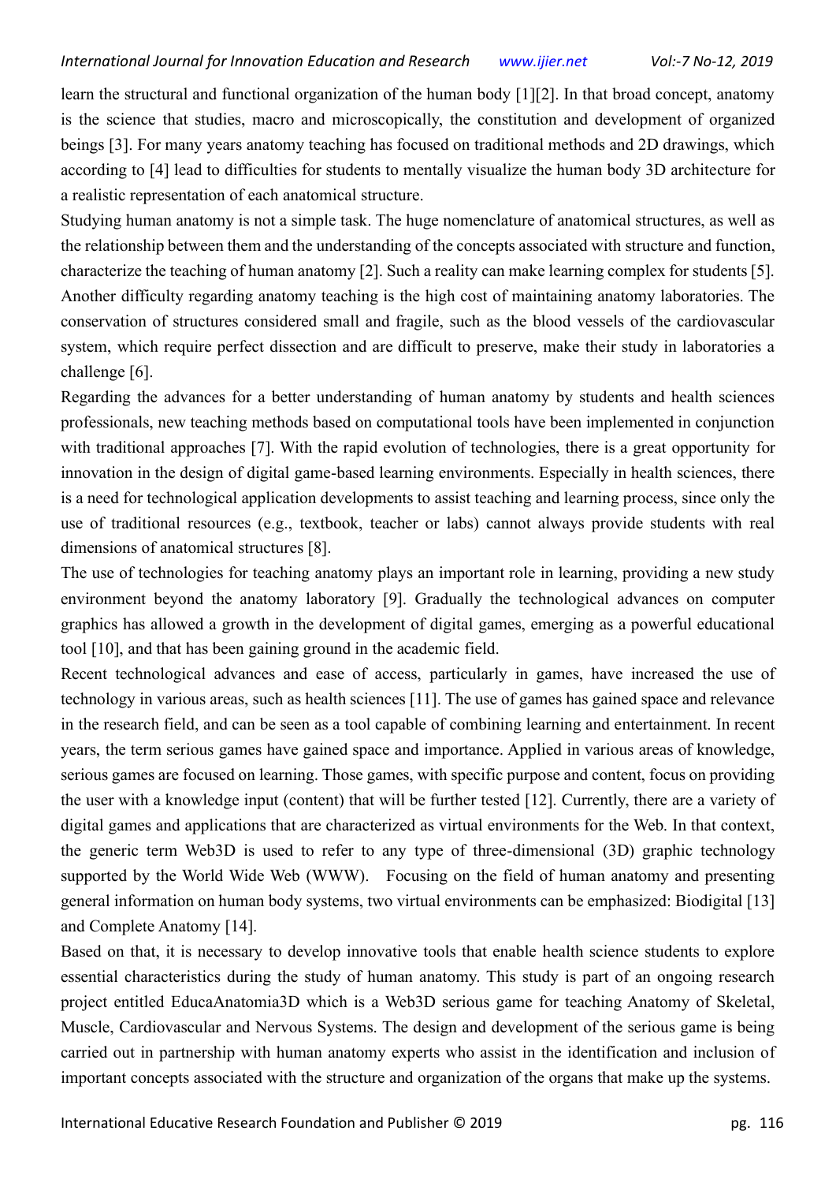learn the structural and functional organization of the human body [1][2]. In that broad concept, anatomy is the science that studies, macro and microscopically, the constitution and development of organized beings [3]. For many years anatomy teaching has focused on traditional methods and 2D drawings, which according to [4] lead to difficulties for students to mentally visualize the human body 3D architecture for a realistic representation of each anatomical structure.

Studying human anatomy is not a simple task. The huge nomenclature of anatomical structures, as well as the relationship between them and the understanding of the concepts associated with structure and function, characterize the teaching of human anatomy [2]. Such a reality can make learning complex for students [5]. Another difficulty regarding anatomy teaching is the high cost of maintaining anatomy laboratories. The conservation of structures considered small and fragile, such as the blood vessels of the cardiovascular system, which require perfect dissection and are difficult to preserve, make their study in laboratories a challenge [6].

Regarding the advances for a better understanding of human anatomy by students and health sciences professionals, new teaching methods based on computational tools have been implemented in conjunction with traditional approaches [7]. With the rapid evolution of technologies, there is a great opportunity for innovation in the design of digital game-based learning environments. Especially in health sciences, there is a need for technological application developments to assist teaching and learning process, since only the use of traditional resources (e.g., textbook, teacher or labs) cannot always provide students with real dimensions of anatomical structures [8].

The use of technologies for teaching anatomy plays an important role in learning, providing a new study environment beyond the anatomy laboratory [9]. Gradually the technological advances on computer graphics has allowed a growth in the development of digital games, emerging as a powerful educational tool [10], and that has been gaining ground in the academic field.

Recent technological advances and ease of access, particularly in games, have increased the use of technology in various areas, such as health sciences [11]. The use of games has gained space and relevance in the research field, and can be seen as a tool capable of combining learning and entertainment. In recent years, the term serious games have gained space and importance. Applied in various areas of knowledge, serious games are focused on learning. Those games, with specific purpose and content, focus on providing the user with a knowledge input (content) that will be further tested [12]. Currently, there are a variety of digital games and applications that are characterized as virtual environments for the Web. In that context, the generic term Web3D is used to refer to any type of three-dimensional (3D) graphic technology supported by the World Wide Web (WWW). Focusing on the field of human anatomy and presenting general information on human body systems, two virtual environments can be emphasized: Biodigital [13] and Complete Anatomy [14].

Based on that, it is necessary to develop innovative tools that enable health science students to explore essential characteristics during the study of human anatomy. This study is part of an ongoing research project entitled EducaAnatomia3D which is a Web3D serious game for teaching Anatomy of Skeletal, Muscle, Cardiovascular and Nervous Systems. The design and development of the serious game is being carried out in partnership with human anatomy experts who assist in the identification and inclusion of important concepts associated with the structure and organization of the organs that make up the systems.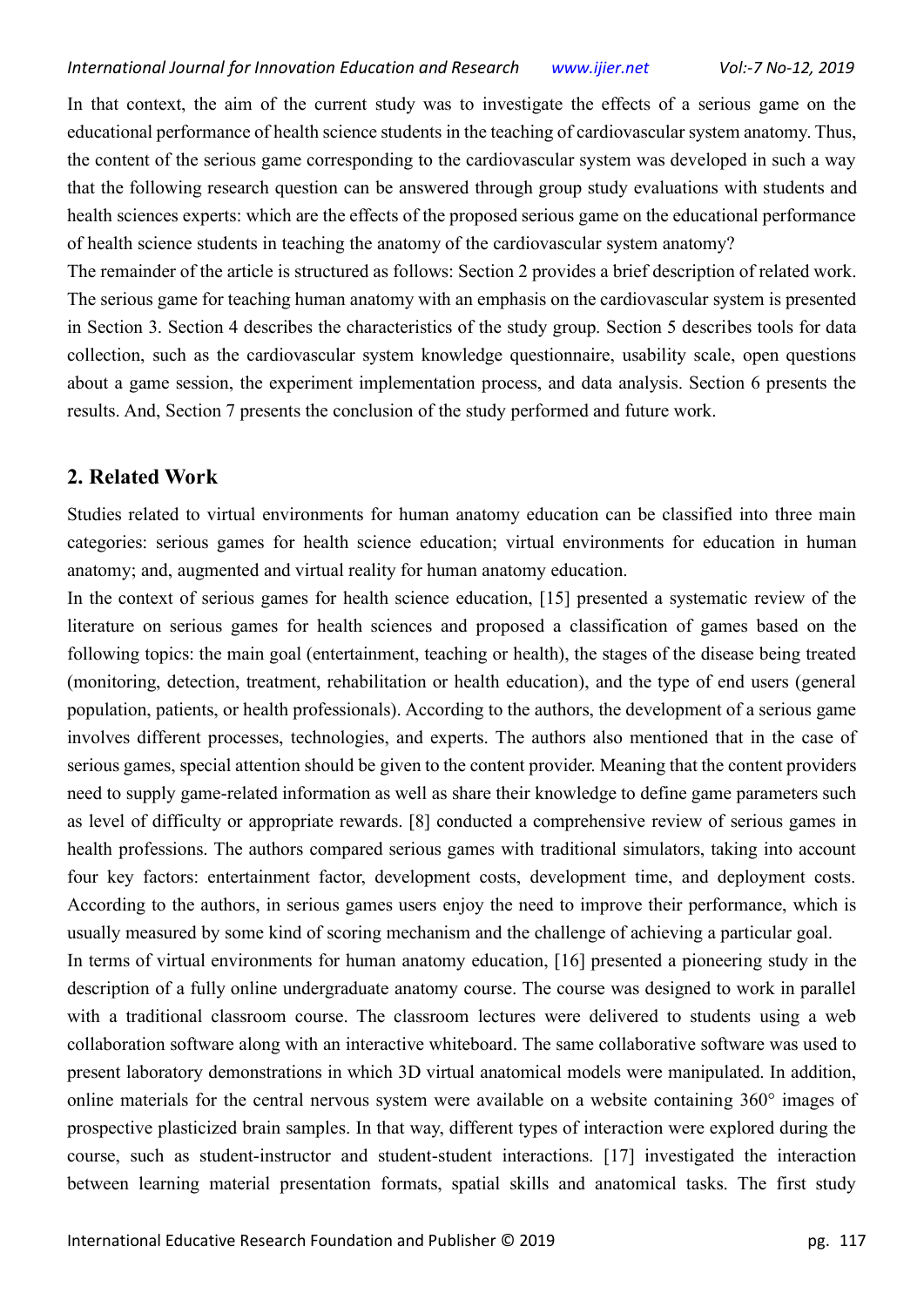In that context, the aim of the current study was to investigate the effects of a serious game on the educational performance of health science students in the teaching of cardiovascular system anatomy. Thus, the content of the serious game corresponding to the cardiovascular system was developed in such a way that the following research question can be answered through group study evaluations with students and health sciences experts: which are the effects of the proposed serious game on the educational performance of health science students in teaching the anatomy of the cardiovascular system anatomy?

The remainder of the article is structured as follows: Section 2 provides a brief description of related work. The serious game for teaching human anatomy with an emphasis on the cardiovascular system is presented in Section 3. Section 4 describes the characteristics of the study group. Section 5 describes tools for data collection, such as the cardiovascular system knowledge questionnaire, usability scale, open questions about a game session, the experiment implementation process, and data analysis. Section 6 presents the results. And, Section 7 presents the conclusion of the study performed and future work.

## 2. Related Work

Studies related to virtual environments for human anatomy education can be classified into three main categories: serious games for health science education; virtual environments for education in human anatomy; and, augmented and virtual reality for human anatomy education.

In the context of serious games for health science education, [15] presented a systematic review of the literature on serious games for health sciences and proposed a classification of games based on the following topics: the main goal (entertainment, teaching or health), the stages of the disease being treated (monitoring, detection, treatment, rehabilitation or health education), and the type of end users (general population, patients, or health professionals). According to the authors, the development of a serious game involves different processes, technologies, and experts. The authors also mentioned that in the case of serious games, special attention should be given to the content provider. Meaning that the content providers need to supply game-related information as well as share their knowledge to define game parameters such as level of difficulty or appropriate rewards. [8] conducted a comprehensive review of serious games in health professions. The authors compared serious games with traditional simulators, taking into account four key factors: entertainment factor, development costs, development time, and deployment costs. According to the authors, in serious games users enjoy the need to improve their performance, which is usually measured by some kind of scoring mechanism and the challenge of achieving a particular goal.

In terms of virtual environments for human anatomy education, [16] presented a pioneering study in the description of a fully online undergraduate anatomy course. The course was designed to work in parallel with a traditional classroom course. The classroom lectures were delivered to students using a web collaboration software along with an interactive whiteboard. The same collaborative software was used to present laboratory demonstrations in which 3D virtual anatomical models were manipulated. In addition, online materials for the central nervous system were available on a website containing 360° images of prospective plasticized brain samples. In that way, different types of interaction were explored during the course, such as student-instructor and student-student interactions. [17] investigated the interaction between learning material presentation formats, spatial skills and anatomical tasks. The first study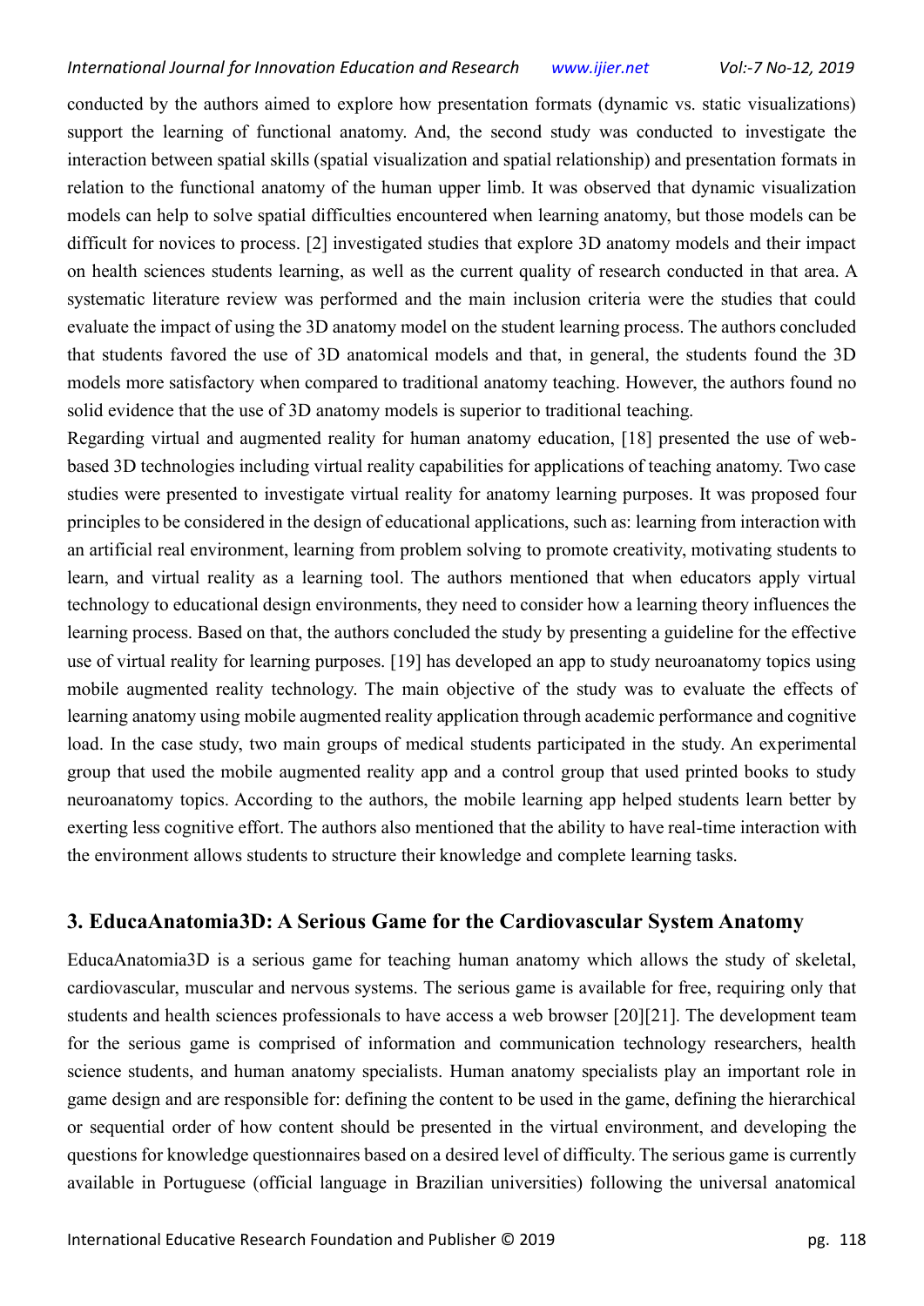conducted by the authors aimed to explore how presentation formats (dynamic vs. static visualizations) support the learning of functional anatomy. And, the second study was conducted to investigate the interaction between spatial skills (spatial visualization and spatial relationship) and presentation formats in relation to the functional anatomy of the human upper limb. It was observed that dynamic visualization models can help to solve spatial difficulties encountered when learning anatomy, but those models can be difficult for novices to process. [2] investigated studies that explore 3D anatomy models and their impact on health sciences students learning, as well as the current quality of research conducted in that area. A systematic literature review was performed and the main inclusion criteria were the studies that could evaluate the impact of using the 3D anatomy model on the student learning process. The authors concluded that students favored the use of 3D anatomical models and that, in general, the students found the 3D models more satisfactory when compared to traditional anatomy teaching. However, the authors found no solid evidence that the use of 3D anatomy models is superior to traditional teaching.

Regarding virtual and augmented reality for human anatomy education, [18] presented the use of web-based 3D technologies including virtual reality capabilities for applications of teaching anatomy. Two case studies were presented to investigate virtual reality for anatomy learning purposes. It was proposed four principles to be considered in the design of educational applications, such as: learning from interaction with an artificial real environment, learning from problem solving to promote creativity, motivating students to learn, and virtual reality as a learning tool. The authors mentioned that when educators apply virtual technology to educational design environments, they need to consider how a learning theory influences the learning process. Based on that, the authors concluded the study by presenting a guideline for the effective use of virtual reality for learning purposes. [19] has developed an app to study neuroanatomy topics using mobile augmented reality technology. The main objective of the study was to evaluate the effects of learning anatomy using mobile augmented reality application through academic performance and cognitive load. In the case study, two main groups of medical students participated in the study. An experimental group that used the mobile augmented reality app and a control group that used printed books to study neuroanatomy topics. According to the authors, the mobile learning app helped students learn better by exerting less cognitive effort. The authors also mentioned that the ability to have real-time interaction with the environment allows students to structure their knowledge and complete learning tasks.

## 3. EducaAnatomia3D: A Serious Game for the Cardiovascular System Anatomy

EducaAnatomia3D is a serious game for teaching human anatomy which allows the study of skeletal, cardiovascular, muscular and nervous systems. The serious game is available for free, requiring only that students and health sciences professionals to have access a web browser [20][21]. The development team for the serious game is comprised of information and communication technology researchers, health science students, and human anatomy specialists. Human anatomy specialists play an important role in game design and are responsible for: defining the content to be used in the game, defining the hierarchical or sequential order of how content should be presented in the virtual environment, and developing the questions for knowledge questionnaires based on a desired level of difficulty. The serious game is currently available in Portuguese (official language in Brazilian universities) following the universal anatomical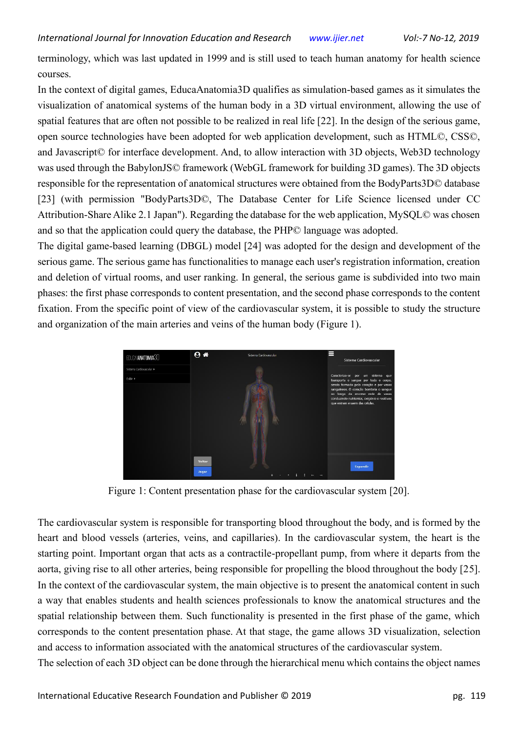terminology, which was last updated in 1999 and is still used to teach human anatomy for health science courses.

In the context of digital games, EducaAnatomia3D qualifies as simulation-based games as it simulates the visualization of anatomical systems of the human body in a 3D virtual environment, allowing the use of spatial features that are often not possible to be realized in real life [22]. In the design of the serious game, open source technologies have been adopted for web application development, such as HTML©, CSS©, and Javascript© for interface development. And, to allow interaction with 3D objects, Web3D technology was used through the BabylonJS© framework (WebGL framework for building 3D games). The 3D objects responsible for the representation of anatomical structures were obtained from the BodyParts3D© database [23] (with permission "BodyParts3D©, The Database Center for Life Science licensed under CC Attribution-Share Alike 2.1 Japan"). Regarding the database for the web application, MySQL© was chosen and so that the application could query the database, the PHP© language was adopted.

The digital game-based learning (DBGL) model [24] was adopted for the design and development of the serious game. The serious game has functionalities to manage each user's registration information, creation and deletion of virtual rooms, and user ranking. In general, the serious game is subdivided into two main phases: the first phase corresponds to content presentation, and the second phase corresponds to the content fixation. From the specific point of view of the cardiovascular system, it is possible to study the structure and organization of the main arteries and veins of the human body (Figure 1).

Figure 1: Content presentation phase for the cardiovascular system [20].

The cardiovascular system is responsible for transporting blood throughout the body, and is formed by the heart and blood vessels (arteries, veins, and capillaries). In the cardiovascular system, the heart is the starting point. Important organ that acts as a contractile-propellant pump, from where it departs from the aorta, giving rise to all other arteries, being responsible for propelling the blood throughout the body [25]. In the context of the cardiovascular system, the main objective is to present the anatomical content in such a way that enables students and health sciences professionals to know the anatomical structures and the spatial relationship between them. Such functionality is presented in the first phase of the game, which corresponds to the content presentation phase. At that stage, the game allows 3D visualization, selection and access to information associated with the anatomical structures of the cardiovascular system.

The selection of each 3D object can be done through the hierarchical menu which contains the object names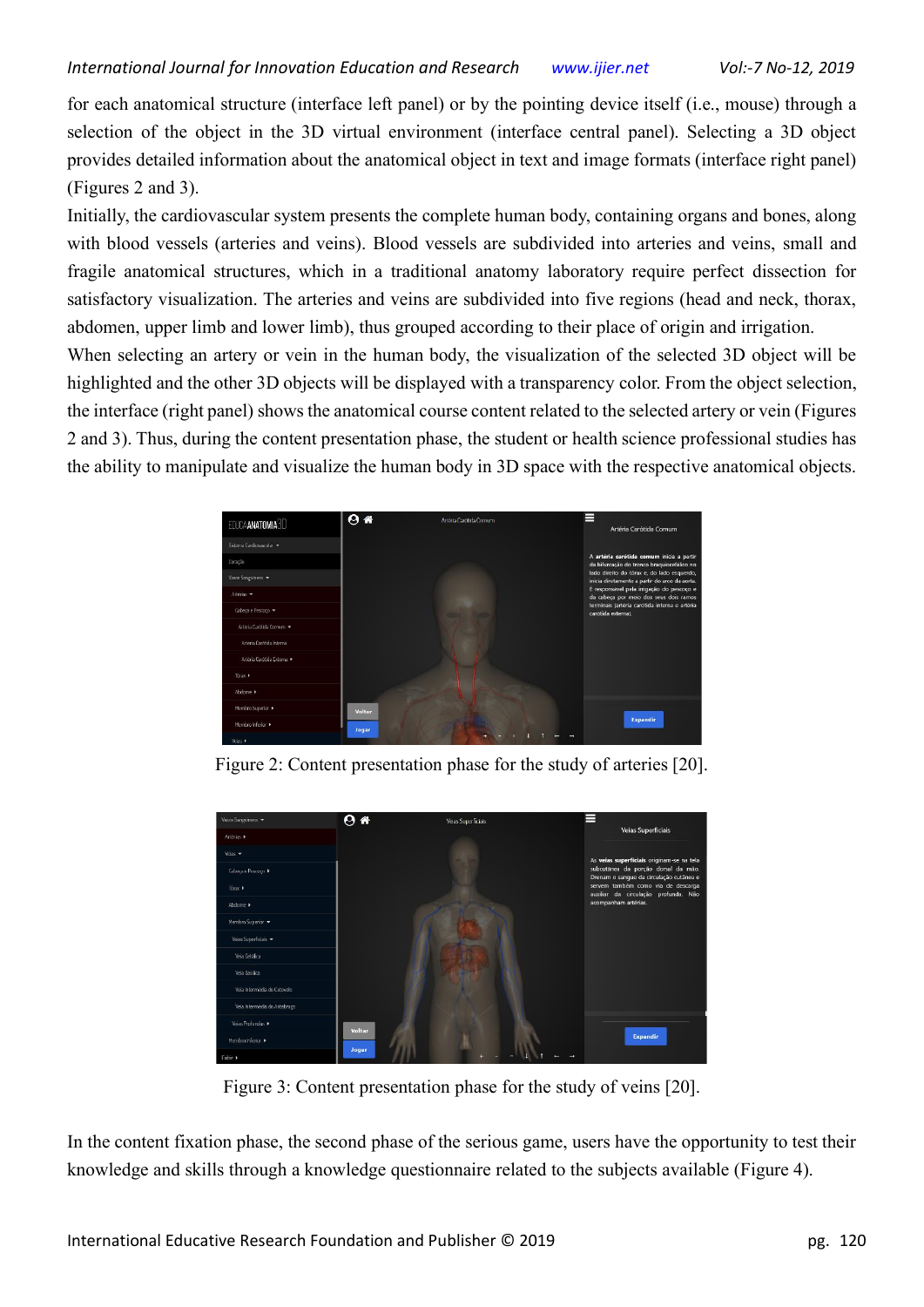for each anatomical structure (interface left panel) or by the pointing device itself (i.e., mouse) through a selection of the object in the 3D virtual environment (interface central panel). Selecting a 3D object provides detailed information about the anatomical object in text and image formats (interface right panel) (Figures 2 and 3).

Initially, the cardiovascular system presents the complete human body, containing organs and bones, along with blood vessels (arteries and veins). Blood vessels are subdivided into arteries and veins, small and fragile anatomical structures, which in a traditional anatomy laboratory require perfect dissection for satisfactory visualization. The arteries and veins are subdivided into five regions (head and neck, thorax, abdomen, upper limb and lower limb), thus grouped according to their place of origin and irrigation.

When selecting an artery or vein in the human body, the visualization of the selected 3D object will be highlighted and the other 3D objects will be displayed with a transparency color. From the object selection, the interface (right panel) shows the anatomical course content related to the selected artery or vein (Figures 2 and 3). Thus, during the content presentation phase, the student or health science professional studies has the ability to manipulate and visualize the human body in 3D space with the respective anatomical objects.

Figure 2: Content presentation phase for the study of arteries [20].

Figure 3: Content presentation phase for the study of veins [20].

In the content fixation phase, the second phase of the serious game, users have the opportunity to test their knowledge and skills through a knowledge questionnaire related to the subjects available (Figure 4).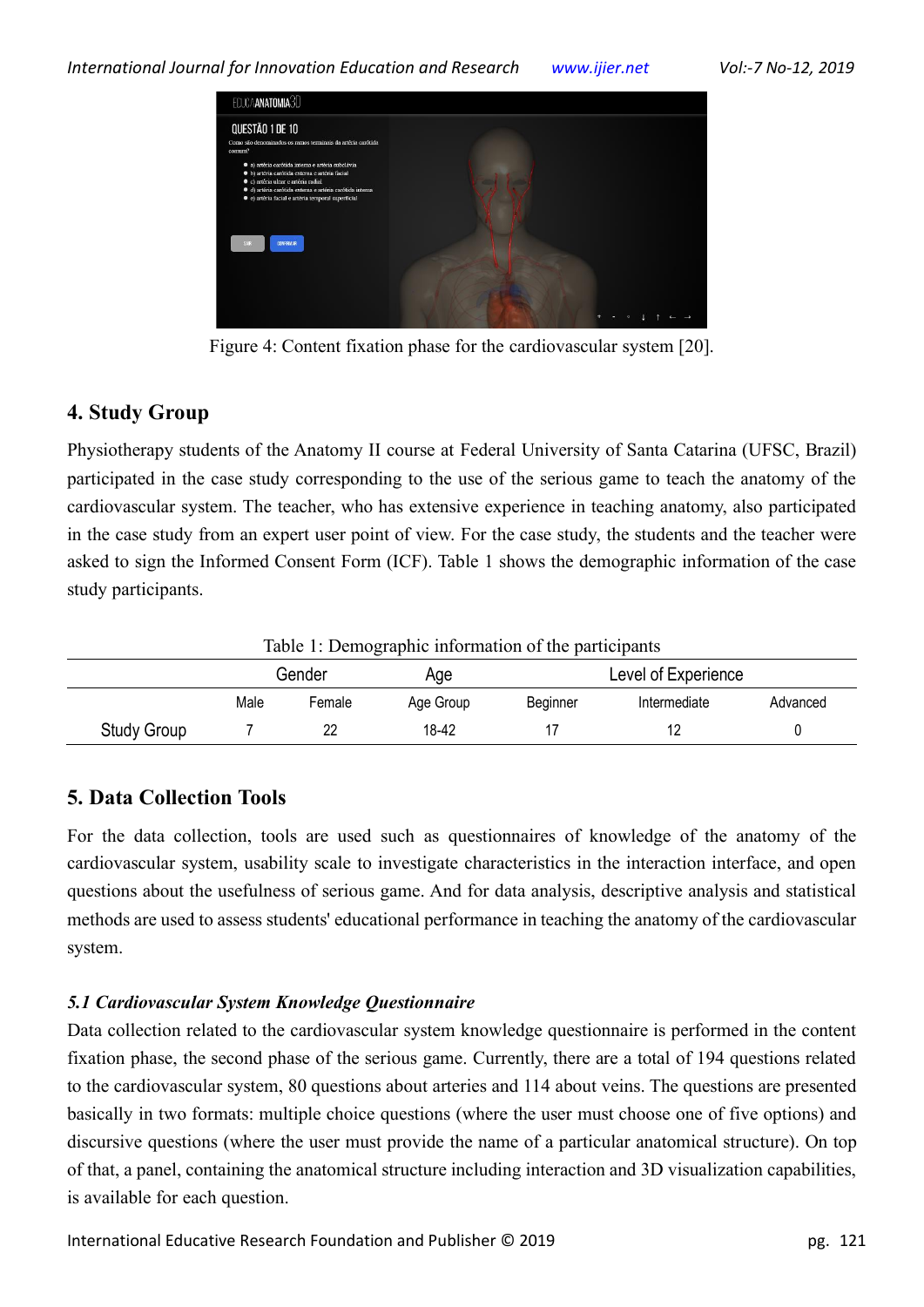Figure 4: Content fixation phase for the cardiovascular system [20].

## 4. Study Group

Physiotherapy students of the Anatomy II course at Federal University of Santa Catarina (UFSC, Brazil) participated in the case study corresponding to the use of the serious game to teach the anatomy of the cardiovascular system. The teacher, who has extensive experience in teaching anatomy, also participated in the case study from an expert user point of view. For the case study, the students and the teacher were asked to sign the Informed Consent Form (ICF). Table 1 shows the demographic information of the case study participants.

Table 1: Demographic information of the participants

| | Gender | | Age | Level of Experience | | |
|---|---|---|---|---|---|---|
| | Male | Female | Age Group | Beginner | Intermediate | Advanced |
| Study Group | 7 | 22 | 18-42 | 17 | 12 | 0 |

## 5. Data Collection Tools

For the data collection, tools are used such as questionnaires of knowledge of the anatomy of the cardiovascular system, usability scale to investigate characteristics in the interaction interface, and open questions about the usefulness of serious game. And for data analysis, descriptive analysis and statistical methods are used to assess students' educational performance in teaching the anatomy of the cardiovascular system.

### *5.1 Cardiovascular System Knowledge Questionnaire*

Data collection related to the cardiovascular system knowledge questionnaire is performed in the content fixation phase, the second phase of the serious game. Currently, there are a total of 194 questions related to the cardiovascular system, 80 questions about arteries and 114 about veins. The questions are presented basically in two formats: multiple choice questions (where the user must choose one of five options) and discursive questions (where the user must provide the name of a particular anatomical structure). On top of that, a panel, containing the anatomical structure including interaction and 3D visualization capabilities, is available for each question.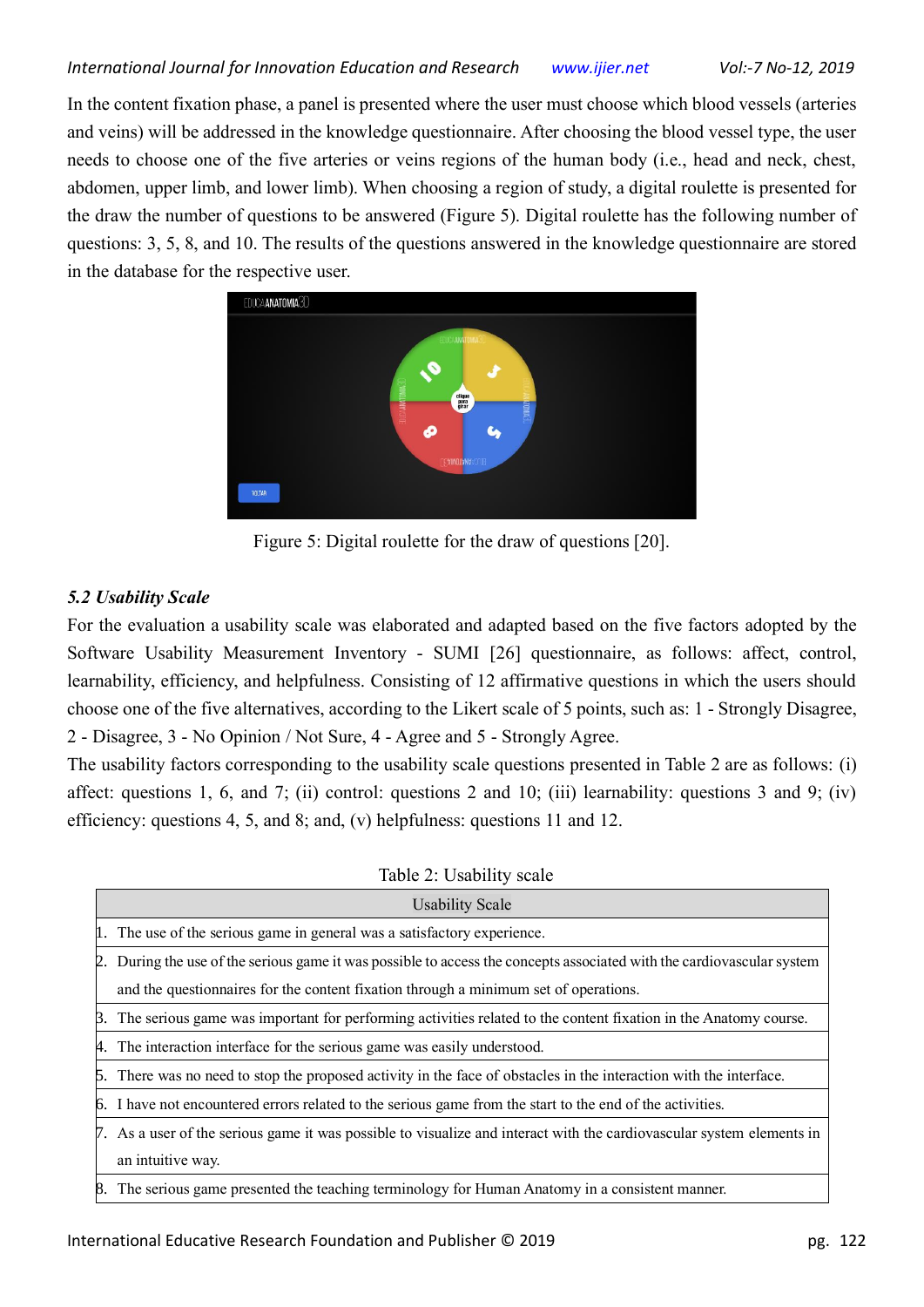In the content fixation phase, a panel is presented where the user must choose which blood vessels (arteries and veins) will be addressed in the knowledge questionnaire. After choosing the blood vessel type, the user needs to choose one of the five arteries or veins regions of the human body (i.e., head and neck, chest, abdomen, upper limb, and lower limb). When choosing a region of study, a digital roulette is presented for the draw the number of questions to be answered (Figure 5). Digital roulette has the following number of questions: 3, 5, 8, and 10. The results of the questions answered in the knowledge questionnaire are stored in the database for the respective user.

Figure 5: Digital roulette for the draw of questions [20].

### *5.2 Usability Scale*

For the evaluation a usability scale was elaborated and adapted based on the five factors adopted by the Software Usability Measurement Inventory - SUMI [26] questionnaire, as follows: affect, control, learnability, efficiency, and helpfulness. Consisting of 12 affirmative questions in which the users should choose one of the five alternatives, according to the Likert scale of 5 points, such as: 1 - Strongly Disagree, 2 - Disagree, 3 - No Opinion / Not Sure, 4 - Agree and 5 - Strongly Agree.

The usability factors corresponding to the usability scale questions presented in Table 2 are as follows: (i) affect: questions 1, 6, and 7; (ii) control: questions 2 and 10; (iii) learnability: questions 3 and 9; (iv) efficiency: questions 4, 5, and 8; and, (v) helpfulness: questions 11 and 12.

Table 2: Usability scale

| Usability Scale |
|---|
| 1. The use of the serious game in general was a satisfactory experience. |
| 2. During the use of the serious game it was possible to access the concepts associated with the cardiovascular system and the questionnaires for the content fixation through a minimum set of operations. |
| 3. The serious game was important for performing activities related to the content fixation in the Anatomy course. |
| 4. The interaction interface for the serious game was easily understood. |
| 5. There was no need to stop the proposed activity in the face of obstacles in the interaction with the interface. |
| 6. I have not encountered errors related to the serious game from the start to the end of the activities. |
| 7. As a user of the serious game it was possible to visualize and interact with the cardiovascular system elements in an intuitive way. |
| 8. The serious game presented the teaching terminology for Human Anatomy in a consistent manner. |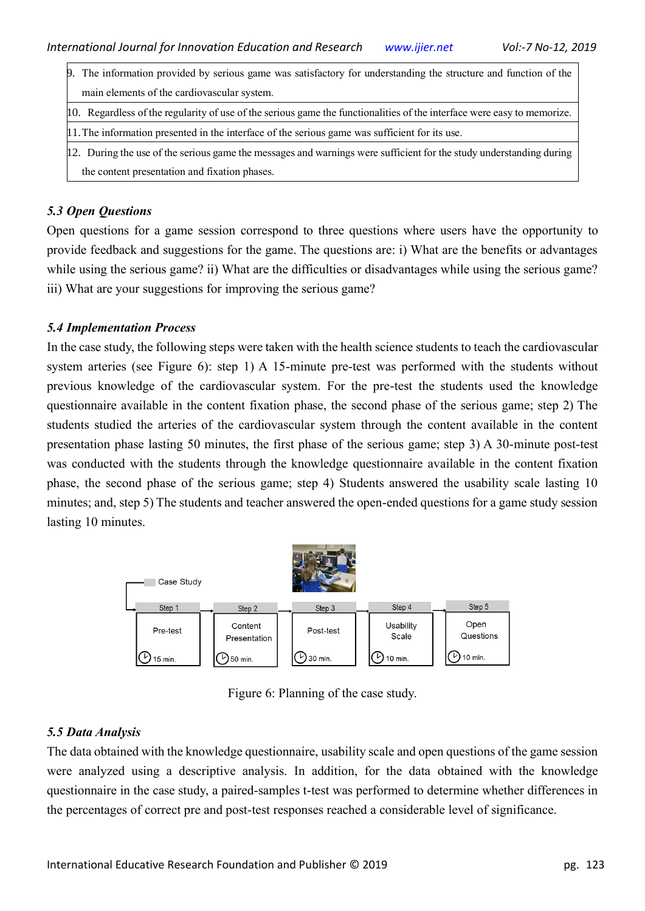| |
|---|
| 9. The information provided by serious game was satisfactory for understanding the structure and function of the main elements of the cardiovascular system. |
| 10. Regardless of the regularity of use of the serious game the functionalities of the interface were easy to memorize. |
| 11. The information presented in the interface of the serious game was sufficient for its use. |
| 12. During the use of the serious game the messages and warnings were sufficient for the study understanding during the content presentation and fixation phases. |

### *5.3 Open Questions*

Open questions for a game session correspond to three questions where users have the opportunity to provide feedback and suggestions for the game. The questions are: i) What are the benefits or advantages while using the serious game? ii) What are the difficulties or disadvantages while using the serious game? iii) What are your suggestions for improving the serious game?

### *5.4 Implementation Process*

In the case study, the following steps were taken with the health science students to teach the cardiovascular system arteries (see Figure 6): step 1) A 15-minute pre-test was performed with the students without previous knowledge of the cardiovascular system. For the pre-test the students used the knowledge questionnaire available in the content fixation phase, the second phase of the serious game; step 2) The students studied the arteries of the cardiovascular system through the content available in the content presentation phase lasting 50 minutes, the first phase of the serious game; step 3) A 30-minute post-test was conducted with the students through the knowledge questionnaire available in the content fixation phase, the second phase of the serious game; step 4) Students answered the usability scale lasting 10 minutes; and, step 5) The students and teacher answered the open-ended questions for a game study session lasting 10 minutes.

Case Study

| Step 1 | Step 2 | Step 3 | Step 4 | Step 5 |
|---|---|---|---|---|
| Pre-test | Content Presentation | Post-test | Usability Scale | Open Questions |
| 15 min. | 50 min. | 30 min. | 10 min. | 10 min. |

Figure 6: Planning of the case study.

### *5.5 Data Analysis*

The data obtained with the knowledge questionnaire, usability scale and open questions of the game session were analyzed using a descriptive analysis. In addition, for the data obtained with the knowledge questionnaire in the case study, a paired-samples t-test was performed to determine whether differences in the percentages of correct pre and post-test responses reached a considerable level of significance.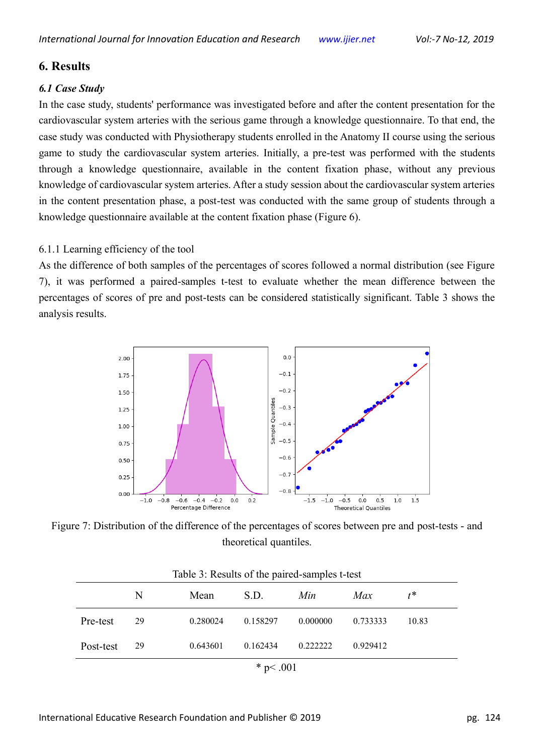## 6. Results

### *6.1 Case Study*

In the case study, students' performance was investigated before and after the content presentation for the cardiovascular system arteries with the serious game through a knowledge questionnaire. To that end, the case study was conducted with Physiotherapy students enrolled in the Anatomy II course using the serious game to study the cardiovascular system arteries. Initially, a pre-test was performed with the students through a knowledge questionnaire, available in the content fixation phase, without any previous knowledge of cardiovascular system arteries. After a study session about the cardiovascular system arteries in the content presentation phase, a post-test was conducted with the same group of students through a knowledge questionnaire available at the content fixation phase (Figure 6).

6.1.1 Learning efficiency of the tool

As the difference of both samples of the percentages of scores followed a normal distribution (see Figure 7), it was performed a paired-samples t-test to evaluate whether the mean difference between the percentages of scores of pre and post-tests can be considered statistically significant. Table 3 shows the analysis results.

Figure 7: Distribution of the difference of the percentages of scores between pre and post-tests - and theoretical quantiles.

Table 3: Results of the paired-samples t-test

| | N | Mean | S.D. | *Min* | *Max* | $t^*$ |
|---|---|---|---|---|---|---|
| Pre-test | 29 | 0.280024 | 0.158297 | 0.000000 | 0.733333 | 10.83 |
| Post-test | 29 | 0.643601 | 0.162434 | 0.222222 | 0.929412 | |

* $p < .001$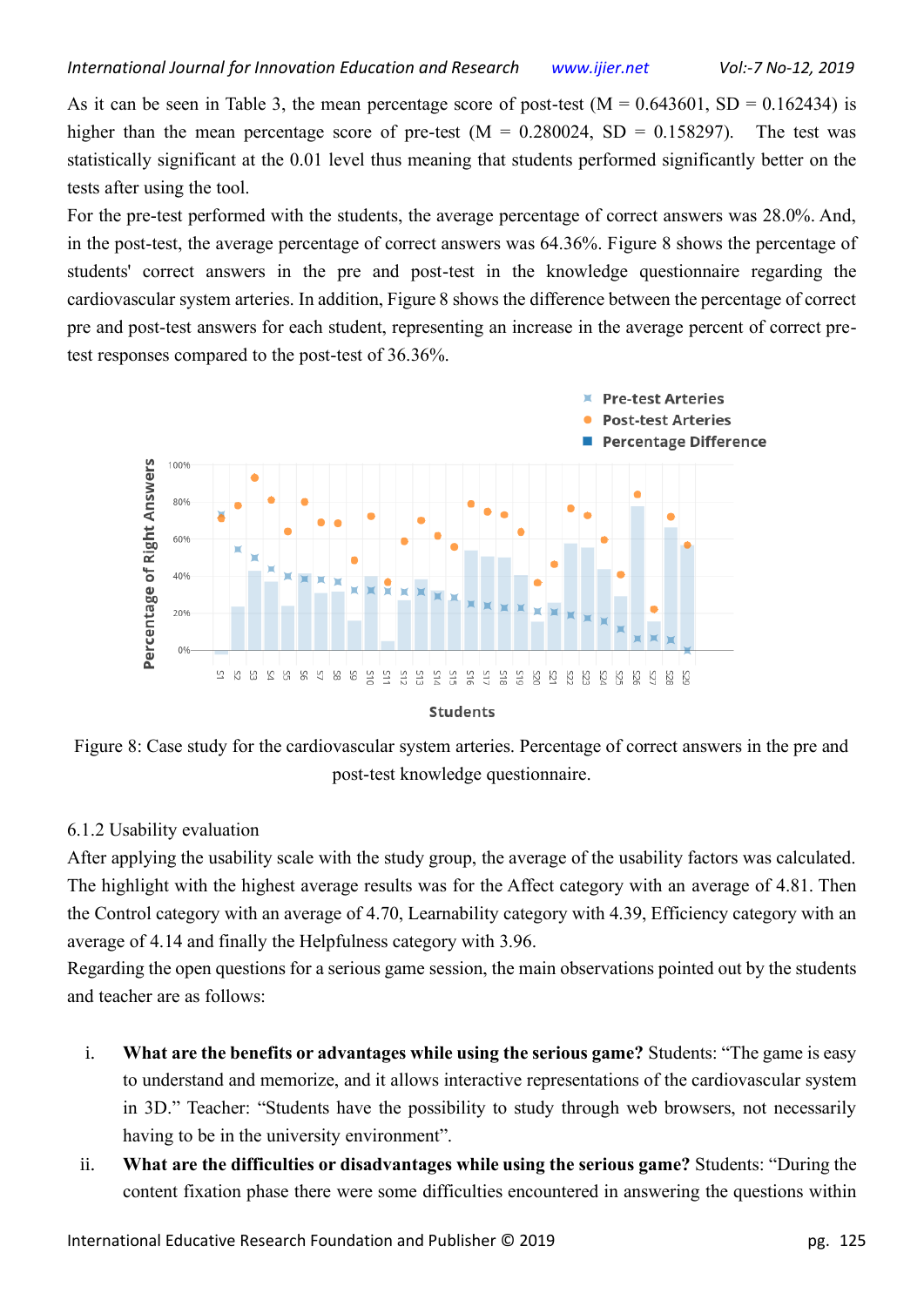As it can be seen in Table 3, the mean percentage score of post-test (M = 0.643601, SD = 0.162434) is higher than the mean percentage score of pre-test (M = 0.280024, SD = 0.158297). The test was statistically significant at the 0.01 level thus meaning that students performed significantly better on the tests after using the tool.

For the pre-test performed with the students, the average percentage of correct answers was 28.0%. And, in the post-test, the average percentage of correct answers was 64.36%. Figure 8 shows the percentage of students' correct answers in the pre and post-test in the knowledge questionnaire regarding the cardiovascular system arteries. In addition, Figure 8 shows the difference between the percentage of correct pre and post-test answers for each student, representing an increase in the average percent of correct pre-test responses compared to the post-test of 36.36%.

Figure 8: Case study for the cardiovascular system arteries. Percentage of correct answers in the pre and post-test knowledge questionnaire.

6.1.2 Usability evaluation

After applying the usability scale with the study group, the average of the usability factors was calculated. The highlight with the highest average results was for the Affect category with an average of 4.81. Then the Control category with an average of 4.70, Learnability category with 4.39, Efficiency category with an average of 4.14 and finally the Helpfulness category with 3.96.

Regarding the open questions for a serious game session, the main observations pointed out by the students and teacher are as follows:

i. **What are the benefits or advantages while using the serious game?** Students: "The game is easy to understand and memorize, and it allows interactive representations of the cardiovascular system in 3D." Teacher: "Students have the possibility to study through web browsers, not necessarily having to be in the university environment".

ii. **What are the difficulties or disadvantages while using the serious game?** Students: "During the content fixation phase there were some difficulties encountered in answering the questions within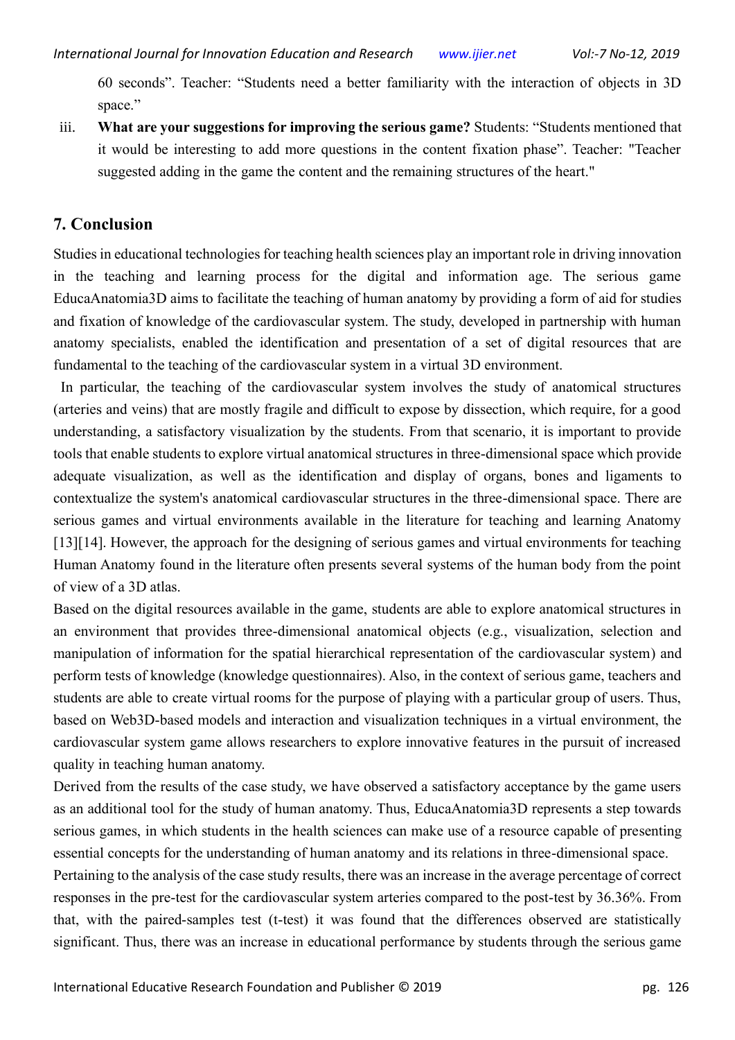60 seconds". Teacher: "Students need a better familiarity with the interaction of objects in 3D space."

iii. **What are your suggestions for improving the serious game?** Students: "Students mentioned that it would be interesting to add more questions in the content fixation phase". Teacher: "Teacher suggested adding in the game the content and the remaining structures of the heart."

## 7. Conclusion

Studies in educational technologies for teaching health sciences play an important role in driving innovation in the teaching and learning process for the digital and information age. The serious game EducaAnatomia3D aims to facilitate the teaching of human anatomy by providing a form of aid for studies and fixation of knowledge of the cardiovascular system. The study, developed in partnership with human anatomy specialists, enabled the identification and presentation of a set of digital resources that are fundamental to the teaching of the cardiovascular system in a virtual 3D environment.

In particular, the teaching of the cardiovascular system involves the study of anatomical structures (arteries and veins) that are mostly fragile and difficult to expose by dissection, which require, for a good understanding, a satisfactory visualization by the students. From that scenario, it is important to provide tools that enable students to explore virtual anatomical structures in three-dimensional space which provide adequate visualization, as well as the identification and display of organs, bones and ligaments to contextualize the system's anatomical cardiovascular structures in the three-dimensional space. There are serious games and virtual environments available in the literature for teaching and learning Anatomy [13][14]. However, the approach for the designing of serious games and virtual environments for teaching Human Anatomy found in the literature often presents several systems of the human body from the point of view of a 3D atlas.

Based on the digital resources available in the game, students are able to explore anatomical structures in an environment that provides three-dimensional anatomical objects (e.g., visualization, selection and manipulation of information for the spatial hierarchical representation of the cardiovascular system) and perform tests of knowledge (knowledge questionnaires). Also, in the context of serious game, teachers and students are able to create virtual rooms for the purpose of playing with a particular group of users. Thus, based on Web3D-based models and interaction and visualization techniques in a virtual environment, the cardiovascular system game allows researchers to explore innovative features in the pursuit of increased quality in teaching human anatomy.

Derived from the results of the case study, we have observed a satisfactory acceptance by the game users as an additional tool for the study of human anatomy. Thus, EducaAnatomia3D represents a step towards serious games, in which students in the health sciences can make use of a resource capable of presenting essential concepts for the understanding of human anatomy and its relations in three-dimensional space.

Pertaining to the analysis of the case study results, there was an increase in the average percentage of correct responses in the pre-test for the cardiovascular system arteries compared to the post-test by 36.36%. From that, with the paired-samples test (t-test) it was found that the differences observed are statistically significant. Thus, there was an increase in educational performance by students through the serious game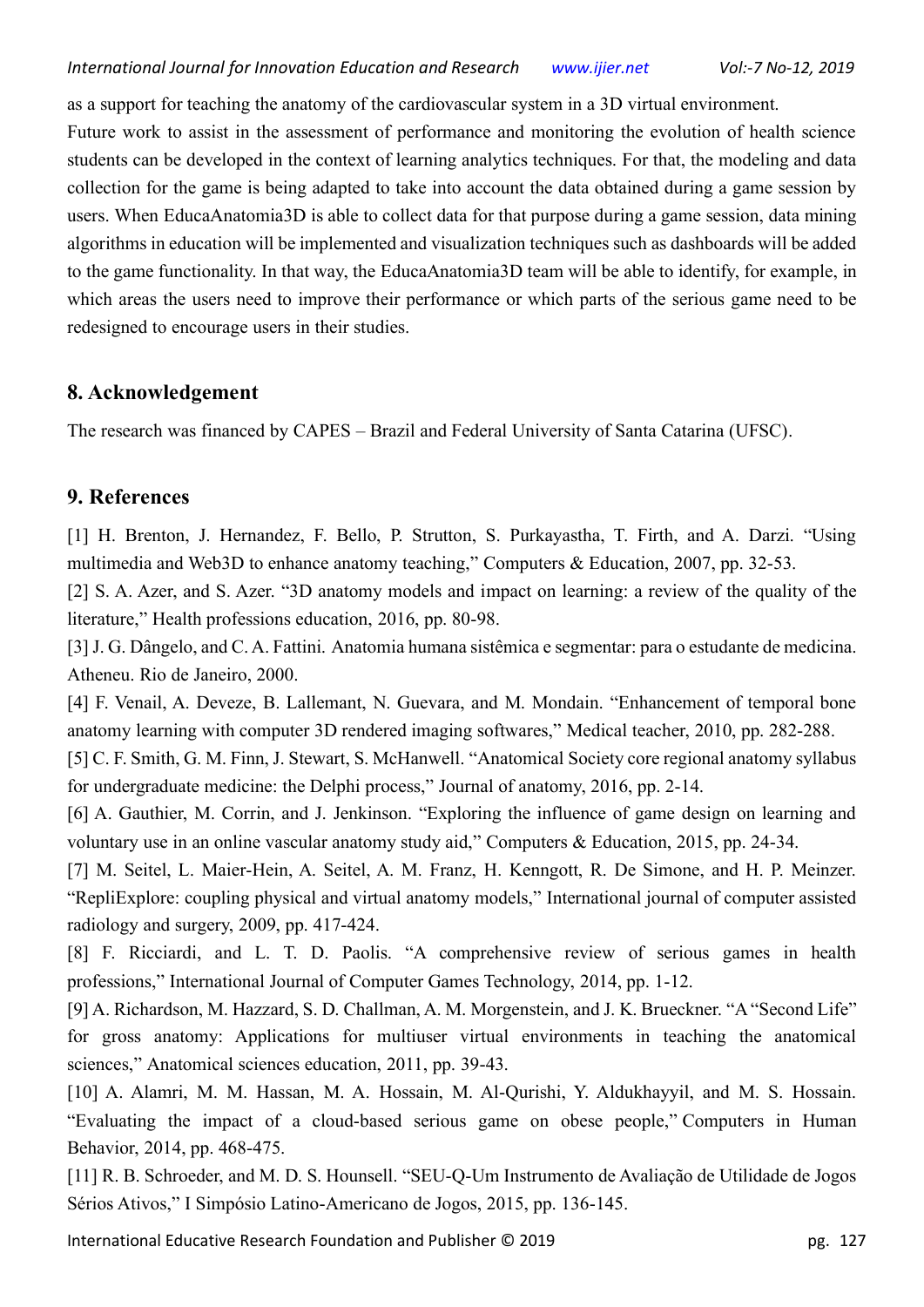as a support for teaching the anatomy of the cardiovascular system in a 3D virtual environment.

Future work to assist in the assessment of performance and monitoring the evolution of health science students can be developed in the context of learning analytics techniques. For that, the modeling and data collection for the game is being adapted to take into account the data obtained during a game session by users. When EducaAnatomia3D is able to collect data for that purpose during a game session, data mining algorithms in education will be implemented and visualization techniques such as dashboards will be added to the game functionality. In that way, the EducaAnatomia3D team will be able to identify, for example, in which areas the users need to improve their performance or which parts of the serious game need to be redesigned to encourage users in their studies.

## 8. Acknowledgement

The research was financed by CAPES – Brazil and Federal University of Santa Catarina (UFSC).

## 9. References

[1] H. Brenton, J. Hernandez, F. Bello, P. Strutton, S. Purkayastha, T. Firth, and A. Darzi. "Using multimedia and Web3D to enhance anatomy teaching," Computers & Education, 2007, pp. 32-53.

[2] S. A. Azer, and S. Azer. "3D anatomy models and impact on learning: a review of the quality of the literature," Health professions education, 2016, pp. 80-98.

[3] J. G. Dângelo, and C. A. Fattini. Anatomia humana sistêmica e segmentar: para o estudante de medicina. Atheneu. Rio de Janeiro, 2000.

[4] F. Venail, A. Deveze, B. Lallemant, N. Guevara, and M. Mondain. "Enhancement of temporal bone anatomy learning with computer 3D rendered imaging softwares," Medical teacher, 2010, pp. 282-288.

[5] C. F. Smith, G. M. Finn, J. Stewart, S. McHanwell. "Anatomical Society core regional anatomy syllabus for undergraduate medicine: the Delphi process," Journal of anatomy, 2016, pp. 2-14.

[6] A. Gauthier, M. Corrin, and J. Jenkinson. "Exploring the influence of game design on learning and voluntary use in an online vascular anatomy study aid," Computers & Education, 2015, pp. 24-34.

[7] M. Seitel, L. Maier-Hein, A. Seitel, A. M. Franz, H. Kenngott, R. De Simone, and H. P. Meinzer. "RepliExplore: coupling physical and virtual anatomy models," International journal of computer assisted radiology and surgery, 2009, pp. 417-424.

[8] F. Ricciardi, and L. T. D. Paolis. "A comprehensive review of serious games in health professions," International Journal of Computer Games Technology, 2014, pp. 1-12.

[9] A. Richardson, M. Hazzard, S. D. Challman, A. M. Morgenstein, and J. K. Brueckner. "A "Second Life" for gross anatomy: Applications for multiuser virtual environments in teaching the anatomical sciences," Anatomical sciences education, 2011, pp. 39-43.

[10] A. Alamri, M. M. Hassan, M. A. Hossain, M. Al-Qurishi, Y. Aldukhayyil, and M. S. Hossain. "Evaluating the impact of a cloud-based serious game on obese people," Computers in Human Behavior, 2014, pp. 468-475.

[11] R. B. Schroeder, and M. D. S. Hounsell. "SEU-Q-Um Instrumento de Avaliação de Utilidade de Jogos Sérios Ativos," I Simpósio Latino-Americano de Jogos, 2015, pp. 136-145.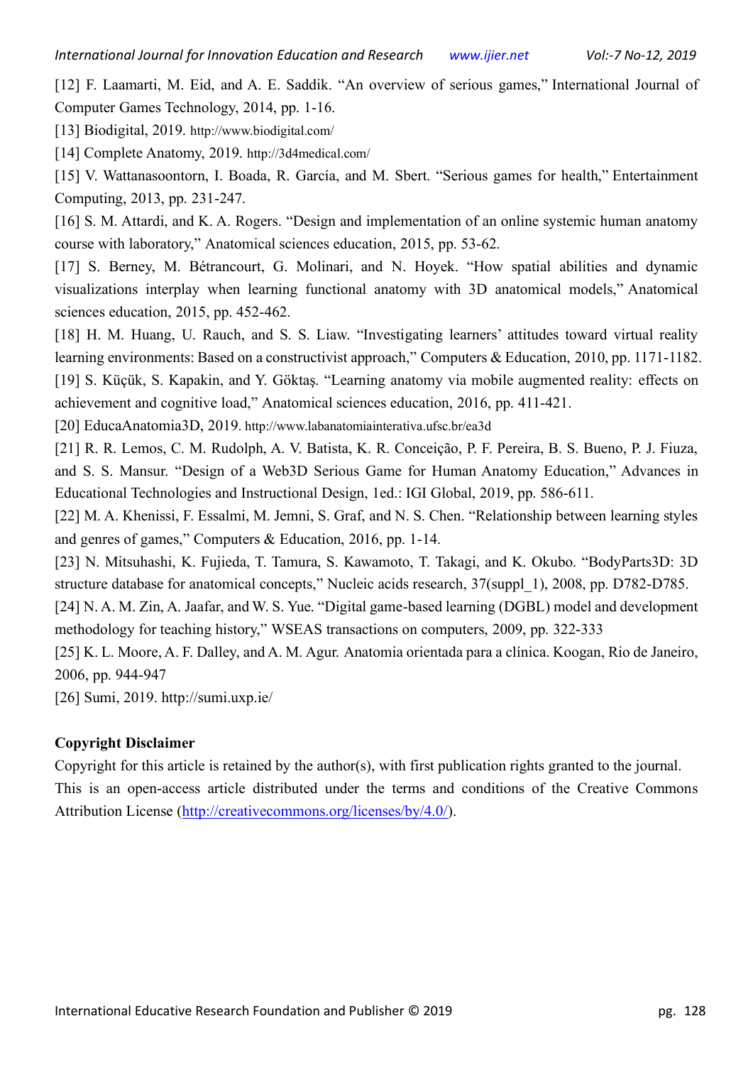[12] F. Laamarti, M. Eid, and A. E. Saddik. "An overview of serious games," International Journal of Computer Games Technology, 2014, pp. 1-16.

[13] Biodigital, 2019. http://www.biodigital.com/

[14] Complete Anatomy, 2019. http://3d4medical.com/

[15] V. Wattanasoontorn, I. Boada, R. García, and M. Sbert. "Serious games for health," Entertainment Computing, 2013, pp. 231-247.

[16] S. M. Attardi, and K. A. Rogers. "Design and implementation of an online systemic human anatomy course with laboratory," Anatomical sciences education, 2015, pp. 53-62.

[17] S. Berney, M. Bétrancourt, G. Molinari, and N. Hoyek. "How spatial abilities and dynamic visualizations interplay when learning functional anatomy with 3D anatomical models," Anatomical sciences education, 2015, pp. 452-462.

[18] H. M. Huang, U. Rauch, and S. S. Liaw. "Investigating learners' attitudes toward virtual reality learning environments: Based on a constructivist approach," Computers & Education, 2010, pp. 1171-1182.

[19] S. Küçük, S. Kapakin, and Y. Göktaş. "Learning anatomy via mobile augmented reality: effects on achievement and cognitive load," Anatomical sciences education, 2016, pp. 411-421.

[20] EducaAnatomia3D, 2019. http://www.labanatomiainterativa.ufsc.br/ea3d

[21] R. R. Lemos, C. M. Rudolph, A. V. Batista, K. R. Conceição, P. F. Pereira, B. S. Bueno, P. J. Fiuza, and S. S. Mansur. "Design of a Web3D Serious Game for Human Anatomy Education," Advances in Educational Technologies and Instructional Design, 1ed.: IGI Global, 2019, pp. 586-611.

[22] M. A. Khenissi, F. Essalmi, M. Jemni, S. Graf, and N. S. Chen. "Relationship between learning styles and genres of games," Computers & Education, 2016, pp. 1-14.

[23] N. Mitsuhashi, K. Fujieda, T. Tamura, S. Kawamoto, T. Takagi, and K. Okubo. "BodyParts3D: 3D structure database for anatomical concepts," Nucleic acids research, 37(suppl_1), 2008, pp. D782-D785.

[24] N. A. M. Zin, A. Jaafar, and W. S. Yue. "Digital game-based learning (DGBL) model and development methodology for teaching history," WSEAS transactions on computers, 2009, pp. 322-333

[25] K. L. Moore, A. F. Dalley, and A. M. Agur. Anatomia orientada para a clínica. Koogan, Rio de Janeiro, 2006, pp. 944-947

[26] Sumi, 2019. http://sumi.uxp.ie/

**Copyright Disclaimer**

Copyright for this article is retained by the author(s), with first publication rights granted to the journal. This is an open-access article distributed under the terms and conditions of the Creative Commons Attribution License (http://creativecommons.org/licenses/by/4.0/).